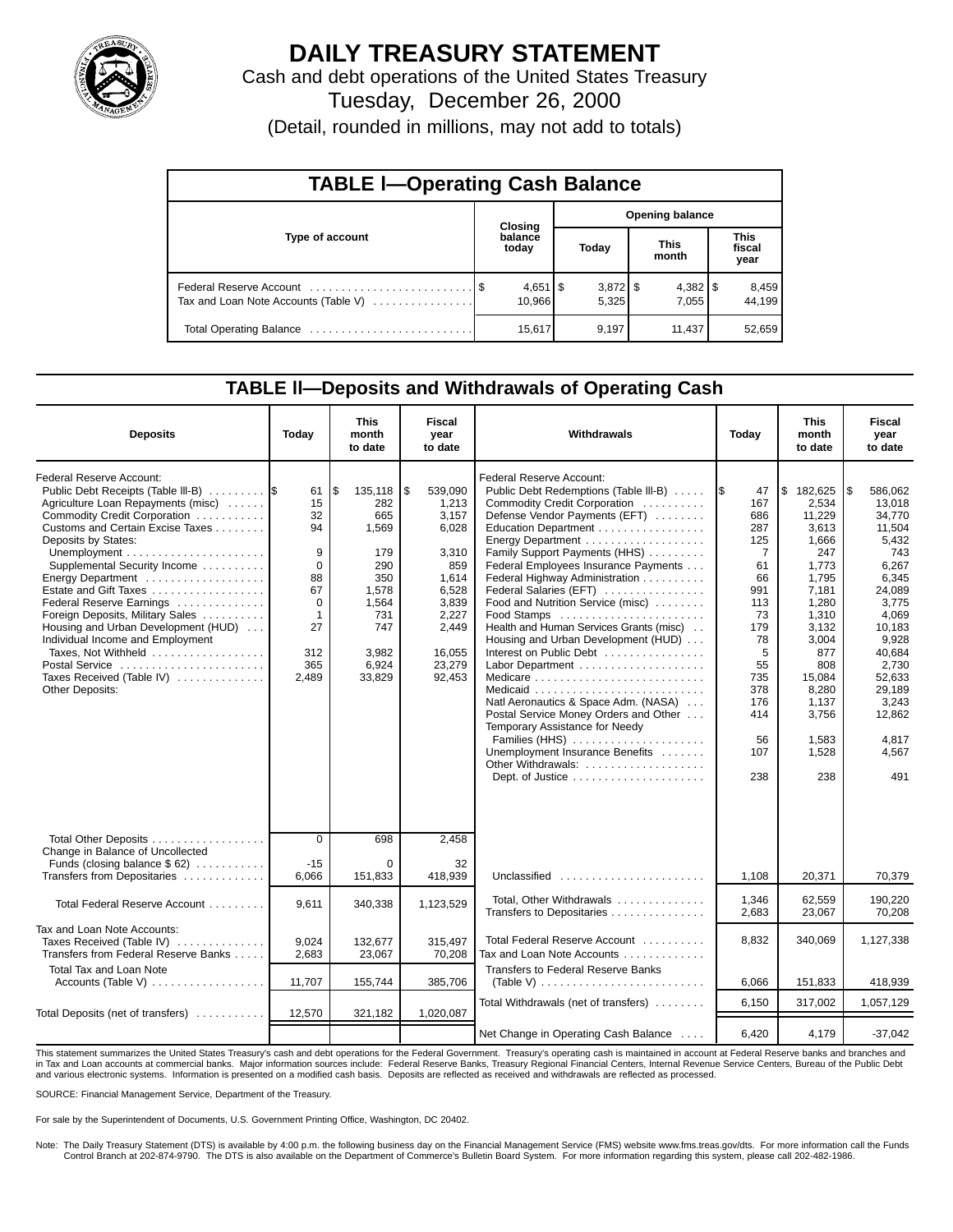# DAILY TREASURY STATEMENT

Cash and debt operations of the United States Treasury

Tuesday, December 26, 2000

(Detail, rounded in millions, may not add to totals)

## TABLE I—Operating Cash Balance

| Type of account | Closing balance today | Opening balance Today | Opening balance This month | Opening balance This fiscal year |
|---|---|---|---|---|
| Federal Reserve Account | $ 4,651 | $ 3,872 | $ 4,382 | $ 8,459 |
| Tax and Loan Note Accounts (Table V) | 10,966 | 5,325 | 7,055 | 44,199 |
| Total Operating Balance | 15,617 | 9,197 | 11,437 | 52,659 |

## TABLE II—Deposits and Withdrawals of Operating Cash

| Deposits | Today | This month to date | Fiscal year to date |
|---|---|---|---|
| Federal Reserve Account: | | | |
| Public Debt Receipts (Table III-B) | $ 61 | $ 135,118 | $ 539,090 |
| Agriculture Loan Repayments (misc) | 15 | 282 | 1,213 |
| Commodity Credit Corporation | 32 | 665 | 3,157 |
| Customs and Certain Excise Taxes | 94 | 1,569 | 6,028 |
| Deposits by States: | | | |
| Unemployment | 9 | 179 | 3,310 |
| Supplemental Security Income | 0 | 290 | 859 |
| Energy Department | 88 | 350 | 1,614 |
| Estate and Gift Taxes | 67 | 1,578 | 6,528 |
| Federal Reserve Earnings | 0 | 1,564 | 3,839 |
| Foreign Deposits, Military Sales | 1 | 731 | 2,227 |
| Housing and Urban Development (HUD) | 27 | 747 | 2,449 |
| Individual Income and Employment Taxes, Not Withheld | 312 | 3,982 | 16,055 |
| Postal Service | 365 | 6,924 | 23,279 |
| Taxes Received (Table IV) | 2,489 | 33,829 | 92,453 |
| Other Deposits: | | | |
| Total Other Deposits | 0 | 698 | 2,458 |
| Change in Balance of Uncollected Funds (closing balance $ 62) | -15 | 0 | 32 |
| Transfers from Depositaries | 6,066 | 151,833 | 418,939 |
| Total Federal Reserve Account | 9,611 | 340,338 | 1,123,529 |
| Tax and Loan Note Accounts: | | | |
| Taxes Received (Table IV) | 9,024 | 132,677 | 315,497 |
| Transfers from Federal Reserve Banks | 2,683 | 23,067 | 70,208 |
| Total Tax and Loan Note Accounts (Table V) | 11,707 | 155,744 | 385,706 |
| Total Deposits (net of transfers) | 12,570 | 321,182 | 1,020,087 |

| Withdrawals | Today | This month to date | Fiscal year to date |
|---|---|---|---|
| Federal Reserve Account: | | | |
| Public Debt Redemptions (Table III-B) | $ 47 | $ 182,625 | $ 586,062 |
| Commodity Credit Corporation | 167 | 2,534 | 13,018 |
| Defense Vendor Payments (EFT) | 686 | 11,229 | 34,770 |
| Education Department | 287 | 3,613 | 11,504 |
| Energy Department | 125 | 1,666 | 5,432 |
| Family Support Payments (HHS) | 7 | 247 | 743 |
| Federal Employees Insurance Payments | 61 | 1,773 | 6,267 |
| Federal Highway Administration | 66 | 1,795 | 6,345 |
| Federal Salaries (EFT) | 991 | 7,181 | 24,089 |
| Food and Nutrition Service (misc) | 113 | 1,280 | 3,775 |
| Food Stamps | 73 | 1,310 | 4,069 |
| Health and Human Services Grants (misc) | 179 | 3,132 | 10,183 |
| Housing and Urban Development (HUD) | 78 | 3,004 | 9,928 |
| Interest on Public Debt | 5 | 877 | 40,684 |
| Labor Department | 55 | 808 | 2,730 |
| Medicare | 735 | 15,084 | 52,633 |
| Medicaid | 378 | 8,280 | 29,189 |
| Natl Aeronautics & Space Adm. (NASA) | 176 | 1,137 | 3,243 |
| Postal Service Money Orders and Other | 414 | 3,756 | 12,862 |
| Temporary Assistance for Needy Families (HHS) | 56 | 1,583 | 4,817 |
| Unemployment Insurance Benefits | 107 | 1,528 | 4,567 |
| Other Withdrawals: | | | |
| Dept. of Justice | 238 | 238 | 491 |
| Unclassified | 1,108 | 20,371 | 70,379 |
| Total, Other Withdrawals | 1,346 | 62,559 | 190,220 |
| Transfers to Depositaries | 2,683 | 23,067 | 70,208 |
| Total Federal Reserve Account | 8,832 | 340,069 | 1,127,338 |
| Tax and Loan Note Accounts | | | |
| Transfers to Federal Reserve Banks (Table V) | 6,066 | 151,833 | 418,939 |
| Total Withdrawals (net of transfers) | 6,150 | 317,002 | 1,057,129 |
| Net Change in Operating Cash Balance | 6,420 | 4,179 | -37,042 |

This statement summarizes the United States Treasury's cash and debt operations for the Federal Government. Treasury's operating cash is maintained in account at Federal Reserve banks and branches and in Tax and Loan accounts at commercial banks. Major information sources include: Federal Reserve Banks, Treasury Regional Financial Centers, Internal Revenue Service Centers, Bureau of the Public Debt and various electronic systems. Information is presented on a modified cash basis. Deposits are reflected as received and withdrawals are reflected as processed.

SOURCE: Financial Management Service, Department of the Treasury.

For sale by the Superintendent of Documents, U.S. Government Printing Office, Washington, DC 20402.

Note: The Daily Treasury Statement (DTS) is available by 4:00 p.m. the following business day on the Financial Management Service (FMS) website www.fms.treas.gov/dts. For more information call the Funds Control Branch at 202-874-9790. The DTS is also available on the Department of Commerce's Bulletin Board System. For more information regarding this system, please call 202-482-1986.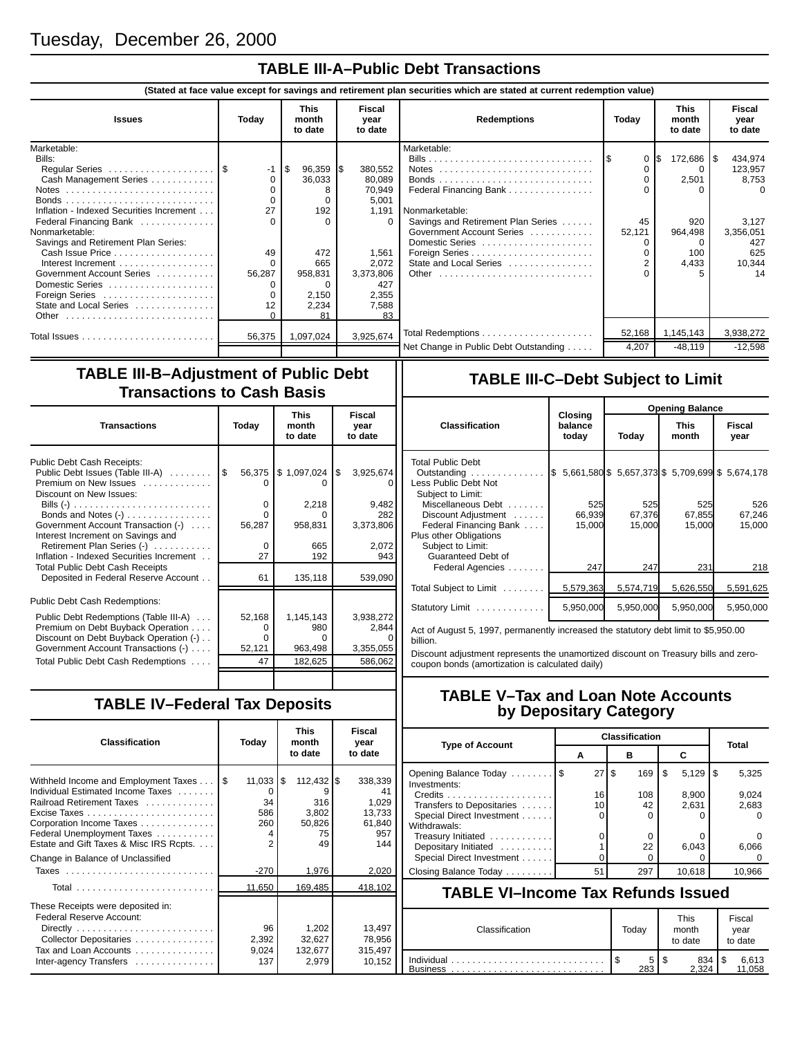Tuesday, December 26, 2000

## TABLE III-A–Public Debt Transactions

(Stated at face value except for savings and retirement plan securities which are stated at current redemption value)

| Issues | Today | This month to date | Fiscal year to date |
|---|---|---|---|
| Marketable: | | | |
| Bills: | | | |
| Regular Series | $ -1 | $ 96,359 | $ 380,552 |
| Cash Management Series | 0 | 36,033 | 80,089 |
| Notes | 0 | 8 | 70,949 |
| Bonds | 0 | 0 | 5,001 |
| Inflation - Indexed Securities Increment | 27 | 192 | 1,191 |
| Federal Financing Bank | 0 | 0 | 0 |
| Nonmarketable: | | | |
| Savings and Retirement Plan Series: | | | |
| Cash Issue Price | 49 | 472 | 1,561 |
| Interest Increment | 0 | 665 | 2,072 |
| Government Account Series | 56,287 | 958,831 | 3,373,806 |
| Domestic Series | 0 | 0 | 427 |
| Foreign Series | 0 | 2,150 | 2,355 |
| State and Local Series | 12 | 2,234 | 7,588 |
| Other | 0 | 81 | 83 |
| Total Issues | 56,375 | 1,097,024 | 3,925,674 |

| Redemptions | Today | This month to date | Fiscal year to date |
|---|---|---|---|
| Marketable: | | | |
| Bills | $ 0 | $ 172,686 | $ 434,974 |
| Notes | 0 | 0 | 123,957 |
| Bonds | 0 | 2,501 | 8,753 |
| Federal Financing Bank | 0 | 0 | 0 |
| Nonmarketable: | | | |
| Savings and Retirement Plan Series | 45 | 920 | 3,127 |
| Government Account Series | 52,121 | 964,498 | 3,356,051 |
| Domestic Series | 0 | 0 | 427 |
| Foreign Series | 0 | 100 | 625 |
| State and Local Series | 2 | 4,433 | 10,344 |
| Other | 0 | 5 | 14 |
| Total Redemptions | 52,168 | 1,145,143 | 3,938,272 |
| Net Change in Public Debt Outstanding | 4,207 | -48,119 | -12,598 |

## TABLE III-B–Adjustment of Public Debt Transactions to Cash Basis

| Transactions | Today | This month to date | Fiscal year to date |
|---|---|---|---|
| Public Debt Cash Receipts: | | | |
| Public Debt Issues (Table III-A) | $ 56,375 | $ 1,097,024 | $ 3,925,674 |
| Premium on New Issues | 0 | 0 | 0 |
| Discount on New Issues: | | | |
| Bills (-) | 0 | 2,218 | 9,482 |
| Bonds and Notes (-) | 0 | 0 | 282 |
| Government Account Transaction (-) | 56,287 | 958,831 | 3,373,806 |
| Interest Increment on Savings and Retirement Plan Series (-) | 0 | 665 | 2,072 |
| Inflation - Indexed Securities Increment | 27 | 192 | 943 |
| Total Public Debt Cash Receipts Deposited in Federal Reserve Account | 61 | 135,118 | 539,090 |
| Public Debt Cash Redemptions: | | | |
| Public Debt Redemptions (Table III-A) | 52,168 | 1,145,143 | 3,938,272 |
| Premium on Debt Buyback Operation | 0 | 980 | 2,844 |
| Discount on Debt Buyback Operation (-) | 0 | 0 | 0 |
| Government Account Transactions (-) | 52,121 | 963,498 | 3,355,055 |
| Total Public Debt Cash Redemptions | 47 | 182,625 | 586,062 |

## TABLE III-C–Debt Subject to Limit

| Classification | Closing balance today | Opening Balance Today | Opening Balance This month | Opening Balance Fiscal year |
|---|---|---|---|---|
| Total Public Debt Outstanding | $ 5,661,580 | $ 5,657,373 | $ 5,709,699 | $ 5,674,178 |
| Less Public Debt Not Subject to Limit: | | | | |
| Miscellaneous Debt | 525 | 525 | 525 | 526 |
| Discount Adjustment | 66,939 | 67,376 | 67,855 | 67,246 |
| Federal Financing Bank | 15,000 | 15,000 | 15,000 | 15,000 |
| Plus other Obligations Subject to Limit: | | | | |
| Guaranteed Debt of Federal Agencies | 247 | 247 | 231 | 218 |
| Total Subject to Limit | 5,579,363 | 5,574,719 | 5,626,550 | 5,591,625 |
| Statutory Limit | 5,950,000 | 5,950,000 | 5,950,000 | 5,950,000 |

Act of August 5, 1997, permanently increased the statutory debt limit to $5,950.00 billion.

Discount adjustment represents the unamortized discount on Treasury bills and zero-coupon bonds (amortization is calculated daily)

## TABLE IV–Federal Tax Deposits

| Classification | Today | This month to date | Fiscal year to date |
|---|---|---|---|
| Withheld Income and Employment Taxes | $ 11,033 | $ 112,432 | $ 338,339 |
| Individual Estimated Income Taxes | 0 | 9 | 41 |
| Railroad Retirement Taxes | 34 | 316 | 1,029 |
| Excise Taxes | 586 | 3,802 | 13,733 |
| Corporation Income Taxes | 260 | 50,826 | 61,840 |
| Federal Unemployment Taxes | 4 | 75 | 957 |
| Estate and Gift Taxes & Misc IRS Rcpts. | 2 | 49 | 144 |
| Change in Balance of Unclassified Taxes | -270 | 1,976 | 2,020 |
| Total | 11,650 | 169,485 | 418,102 |
| These Receipts were deposited in: | | | |
| Federal Reserve Account: | | | |
| Directly | 96 | 1,202 | 13,497 |
| Collector Depositaries | 2,392 | 32,627 | 78,956 |
| Tax and Loan Accounts | 9,024 | 132,677 | 315,497 |
| Inter-agency Transfers | 137 | 2,979 | 10,152 |

## TABLE V–Tax and Loan Note Accounts by Depositary Category

| Type of Account | Classification A | Classification B | Classification C | Total |
|---|---|---|---|---|
| Opening Balance Today | $ 27 | $ 169 | $ 5,129 | $ 5,325 |
| Investments: | | | | |
| Credits | 16 | 108 | 8,900 | 9,024 |
| Transfers to Depositaries | 10 | 42 | 2,631 | 2,683 |
| Special Direct Investment | 0 | 0 | 0 | 0 |
| Withdrawals: | | | | |
| Treasury Initiated | 0 | 0 | 0 | 0 |
| Depositary Initiated | 1 | 22 | 6,043 | 6,066 |
| Special Direct Investment | 0 | 0 | 0 | 0 |
| Closing Balance Today | 51 | 297 | 10,618 | 10,966 |

## TABLE VI–Income Tax Refunds Issued

| Classification | Today | This month to date | Fiscal year to date |
|---|---|---|---|
| Individual | $ 5 | $ 834 | $ 6,613 |
| Business | 283 | 2,324 | 11,058 |